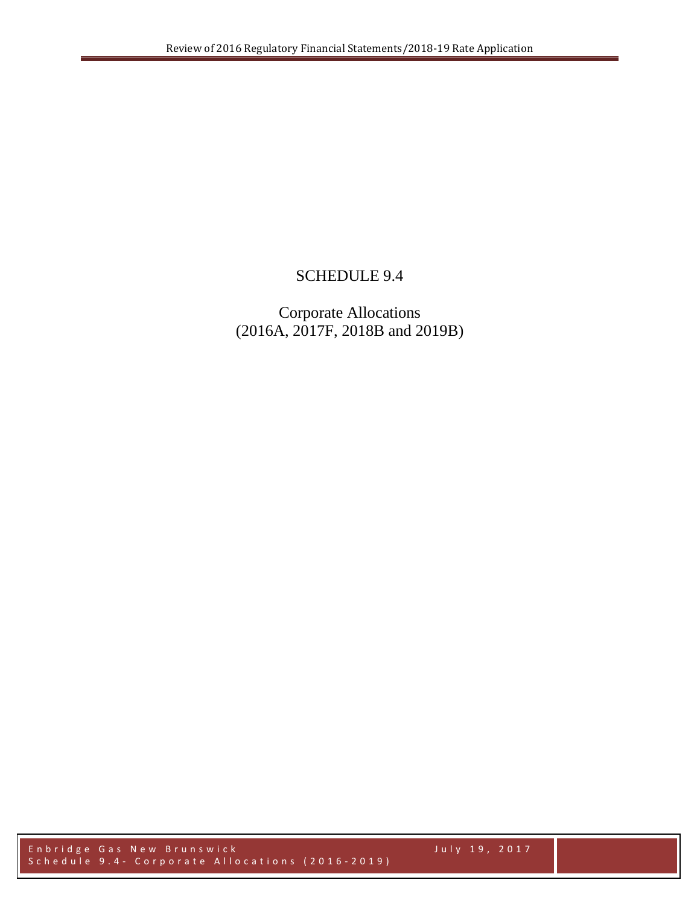# SCHEDULE 9.4

Corporate Allocations
(2016A, 2017F, 2018B and 2019B)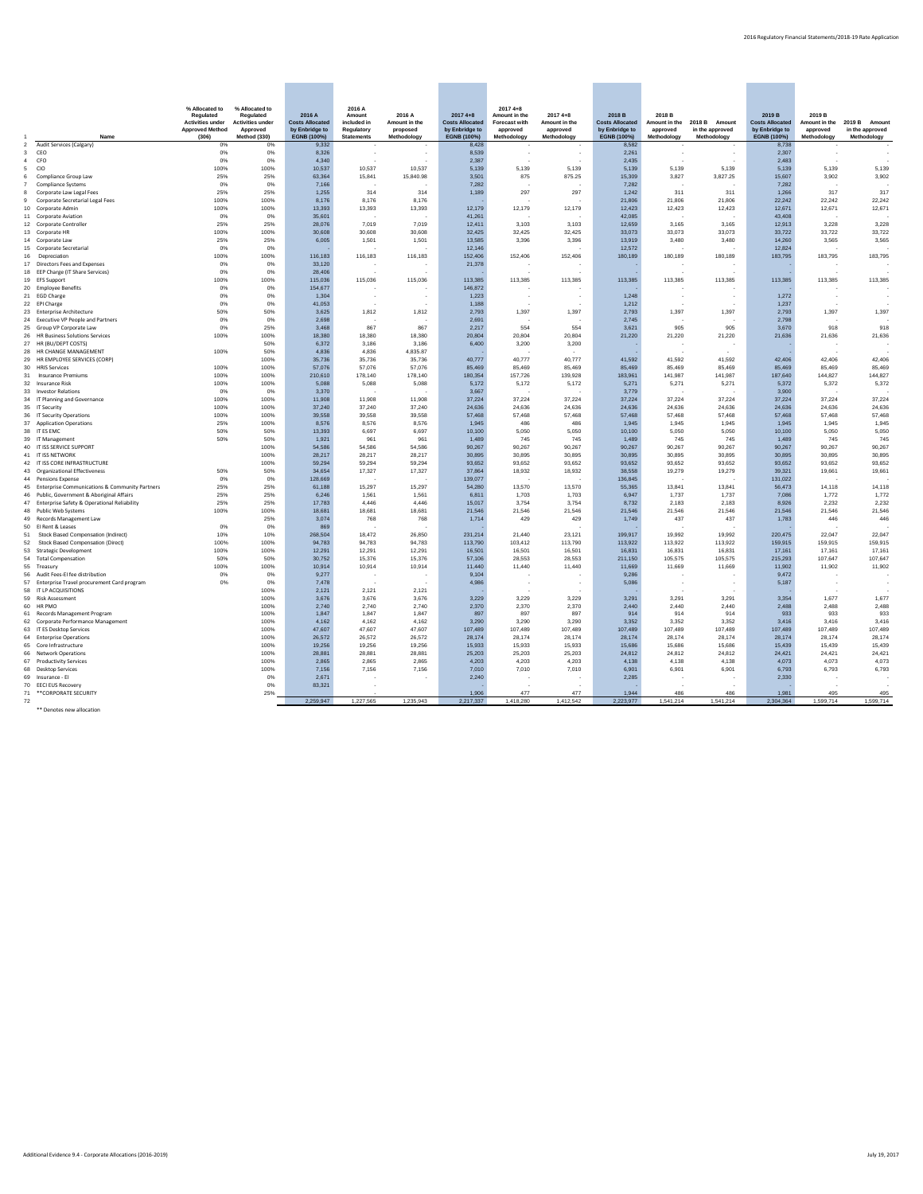| | Name | % Allocated to Regulated Activities under Approved Method (306) | % Allocated to Regulated Activities under Approved Method (330) | 2016 A Costs Allocated by Enbridge to EGNB (100%) | 2016 A Amount included in Regulatory Statements | 2016 A Amount in the proposed Methodology | 2017 4+8 Costs Allocated by Enbridge to EGNB (100%) | 2017 4+8 Amount in the Forecast with approved Methodology | 2017 4+8 Amount in the approved Methodology | 2018 B Costs Allocated by Enbridge to EGNB (100%) | 2018 B Amount in the approved Methodology | 2018 B Amount in the approved Methodology | 2019 B Costs Allocated by Enbridge to EGNB (100%) | 2019 B Amount in the approved Methodology | 2019 B Amount in the approved Methodology |
|---|---|---|---|---|---|---|---|---|---|---|---|---|---|---|---|
| 1 | | | | | | | | | | | | | | | |
| 2 | Audit Services (Calgary) | 0% | 0% | 9,332 | - | - | 8,428 | - | - | 8,582 | - | - | 8,738 | - | - |
| 3 | CEO | 0% | 0% | 8,326 | - | - | 8,539 | - | - | 2,261 | - | - | 2,307 | - | - |
| 4 | CFO | 0% | 0% | 4,340 | - | - | 2,387 | - | - | 2,435 | - | - | 2,483 | - | - |
| 5 | CIO | 100% | 100% | 10,537 | 10,537 | 10,537 | 5,139 | 5,139 | 5,139 | 5,139 | 5,139 | 5,139 | 5,139 | 5,139 | 5,139 |
| 6 | Compliance Group Law | 25% | 25% | 63,364 | 15,841 | 15,840.98 | 3,501 | 875 | 875.25 | 15,309 | 3,827 | 3,827.25 | 15,607 | 3,902 | 3,902 |
| 7 | Compliance Systems | 0% | 0% | 7,166 | - | - | 7,282 | - | - | 7,282 | - | - | 7,282 | - | - |
| 8 | Corporate Law Legal Fees | 25% | 25% | 1,255 | 314 | 314 | 1,189 | 297 | 297 | 1,242 | 311 | 311 | 1,266 | 317 | 317 |
| 9 | Corporate Secretarial Legal Fees | 100% | 100% | 8,176 | 8,176 | 8,176 | - | - | - | 21,806 | 21,806 | 21,806 | 22,242 | 22,242 | 22,242 |
| 10 | Corporate Admin | 100% | 100% | 13,393 | 13,393 | 13,393 | 12,179 | 12,179 | 12,179 | 12,423 | 12,423 | 12,423 | 12,671 | 12,671 | 12,671 |
| 11 | Corporate Aviation | 0% | 0% | 35,601 | - | - | 41,261 | - | - | 42,085 | - | - | 43,408 | - | - |
| 12 | Corporate Controller | 25% | 25% | 28,076 | 7,019 | 7,019 | 12,411 | 3,103 | 3,103 | 12,659 | 3,165 | 3,165 | 12,913 | 3,228 | 3,228 |
| 13 | Corporate HR | 100% | 100% | 30,608 | 30,608 | 30,608 | 32,425 | 32,425 | 32,425 | 33,073 | 33,073 | 33,073 | 33,722 | 33,722 | 33,722 |
| 14 | Corporate Law | 25% | 25% | 6,005 | 1,501 | 1,501 | 13,585 | 3,396 | 3,396 | 13,919 | 3,480 | 3,480 | 14,260 | 3,565 | 3,565 |
| 15 | Corporate Secretarial | 0% | 0% | - | | | 12,146 | | | 12,572 | | | 12,824 | | |
| 16 | Depreciation | 100% | 100% | 116,183 | 116,183 | 116,183 | 152,406 | 152,406 | 152,406 | 180,189 | 180,189 | 180,189 | 183,795 | 183,795 | 183,795 |
| 17 | Directors Fees and Expenses | 0% | 0% | 33,120 | - | - | 21,378 | - | - | - | - | - | - | - | - |
| 18 | EEP Charge (IT Share Services) | 0% | 0% | 28,406 | - | - | - | - | - | - | - | - | - | - | - |
| 19 | EFS Support | 100% | 100% | 115,036 | 115,036 | 115,036 | 113,385 | 113,385 | 113,385 | 113,385 | 113,385 | 113,385 | 113,385 | 113,385 | 113,385 |
| 20 | Employee Benefits | 0% | 0% | 154,677 | - | - | 146,872 | - | - | - | - | - | - | - | - |
| 21 | EGD Charge | 0% | 0% | 1,304 | - | - | 1,223 | - | - | 1,248 | - | - | 1,272 | - | - |
| 22 | EPI Charge | 0% | 0% | 41,053 | - | - | 1,188 | - | - | 1,212 | - | - | 1,237 | - | - |
| 23 | Enterprise Architecture | 50% | 50% | 3,625 | 1,812 | 1,812 | 2,793 | 1,397 | 1,397 | 2,793 | 1,397 | 1,397 | 2,793 | 1,397 | 1,397 |
| 24 | Executive VP People and Partners | 0% | 0% | 2,698 | - | - | 2,691 | - | - | 2,745 | - | - | 2,798 | - | - |
| 25 | Group VP Corporate Law | 0% | 25% | 3,468 | 867 | 867 | 2,217 | 554 | 554 | 3,621 | 905 | 905 | 3,670 | 918 | 918 |
| 26 | HR Business Solutions Services | 100% | 100% | 18,380 | 18,380 | 18,380 | 20,804 | 20,804 | 20,804 | 21,220 | 21,220 | 21,220 | 21,636 | 21,636 | 21,636 |
| 27 | HR (BU/DEPT COSTS) | | 50% | 6,372 | 3,186 | 3,186 | 6,400 | 3,200 | 3,200 | - | - | - | - | - | - |
| 28 | HR CHANGE MANAGEMENT | 100% | 50% | 4,836 | 4,836 | 4,835.87 | - | - | - | - | - | - | - | - | - |
| 29 | HR EMPLOYEE SERVICES (CORP) | | 100% | 35,736 | 35,736 | 35,736 | 40,777 | 40,777 | 40,777 | 41,592 | 41,592 | 41,592 | 42,406 | 42,406 | 42,406 |
| 30 | HRIS Services | 100% | 100% | 57,076 | 57,076 | 57,076 | 85,469 | 85,469 | 85,469 | 85,469 | 85,469 | 85,469 | 85,469 | 85,469 | 85,469 |
| 31 | Insurance Premiums | 100% | 100% | 210,610 | 178,140 | 178,140 | 180,354 | 157,726 | 139,928 | 183,961 | 141,987 | 141,987 | 187,640 | 144,827 | 144,827 |
| 32 | Insurance Risk | 100% | 100% | 5,088 | 5,088 | 5,088 | 5,172 | 5,172 | 5,172 | 5,271 | 5,271 | 5,271 | 5,372 | 5,372 | 5,372 |
| 33 | Investor Relations | 0% | 0% | 3,370 | - | - | 3,667 | - | - | 3,779 | - | - | 3,900 | - | - |
| 34 | IT Planning and Governance | 100% | 100% | 11,908 | 11,908 | 11,908 | 37,224 | 37,224 | 37,224 | 37,224 | 37,224 | 37,224 | 37,224 | 37,224 | 37,224 |
| 35 | IT Security | 100% | 100% | 37,240 | 37,240 | 37,240 | 24,636 | 24,636 | 24,636 | 24,636 | 24,636 | 24,636 | 24,636 | 24,636 | 24,636 |
| 36 | IT Security Operations | 100% | 100% | 39,558 | 39,558 | 39,558 | 57,468 | 57,468 | 57,468 | 57,468 | 57,468 | 57,468 | 57,468 | 57,468 | 57,468 |
| 37 | Application Operations | 25% | 100% | 8,576 | 8,576 | 8,576 | 1,945 | 486 | 486 | 1,945 | 1,945 | 1,945 | 1,945 | 1,945 | 1,945 |
| 38 | IT ES EMC | 50% | 50% | 13,393 | 6,697 | 6,697 | 10,100 | 5,050 | 5,050 | 10,100 | 5,050 | 5,050 | 10,100 | 5,050 | 5,050 |
| 39 | IT Management | 50% | 50% | 1,921 | 961 | 961 | 1,489 | 745 | 745 | 1,489 | 745 | 745 | 1,489 | 745 | 745 |
| 40 | IT ISS SERVICE SUPPORT | | 100% | 54,586 | 54,586 | 54,586 | 90,267 | 90,267 | 90,267 | 90,267 | 90,267 | 90,267 | 90,267 | 90,267 | 90,267 |
| 41 | IT ISS NETWORK | | 100% | 28,217 | 28,217 | 28,217 | 30,895 | 30,895 | 30,895 | 30,895 | 30,895 | 30,895 | 30,895 | 30,895 | 30,895 |
| 42 | IT ISS CORE INFRASTRUCTURE | | 100% | 59,294 | 59,294 | 59,294 | 93,652 | 93,652 | 93,652 | 93,652 | 93,652 | 93,652 | 93,652 | 93,652 | 93,652 |
| 43 | Organizational Effectiveness | 50% | 50% | 34,654 | 17,327 | 17,327 | 37,864 | 18,932 | 18,932 | 38,558 | 19,279 | 19,279 | 39,321 | 19,661 | 19,661 |
| 44 | Pensions Expense | 0% | 0% | 128,669 | - | - | 139,077 | - | - | 136,845 | - | - | 131,022 | - | - |
| 45 | Enterprise Communications & Community Partners | 25% | 25% | 61,188 | 15,297 | 15,297 | 54,280 | 13,570 | 13,570 | 55,365 | 13,841 | 13,841 | 56,473 | 14,118 | 14,118 |
| 46 | Public, Government & Aboriginal Affairs | 25% | 25% | 6,246 | 1,561 | 1,561 | 6,811 | 1,703 | 1,703 | 6,947 | 1,737 | 1,737 | 7,086 | 1,772 | 1,772 |
| 47 | Enterprise Safety & Operational Reliability | 25% | 25% | 17,783 | 4,446 | 4,446 | 15,017 | 3,754 | 3,754 | 8,732 | 2,183 | 2,183 | 8,926 | 2,232 | 2,232 |
| 48 | Public Web Systems | 100% | 100% | 18,681 | 18,681 | 18,681 | 21,546 | 21,546 | 21,546 | 21,546 | 21,546 | 21,546 | 21,546 | 21,546 | 21,546 |
| 49 | Records Management Law | | 25% | 3,074 | 768 | 768 | 1,714 | 429 | 429 | 1,749 | 437 | 437 | 1,783 | 446 | 446 |
| 50 | El Rent & Leases | 0% | 0% | 869 | - | - | - | - | - | - | - | - | - | - | - |
| 51 | Stock Based Compensation (Indirect) | 10% | 10% | 268,504 | 18,472 | 26,850 | 231,214 | 21,440 | 23,121 | 199,917 | 19,992 | 19,992 | 220,475 | 22,047 | 22,047 |
| 52 | Stock Based Compensation (Direct) | 100% | 100% | 94,783 | 94,783 | 94,783 | 113,790 | 103,412 | 113,790 | 113,922 | 113,922 | 113,922 | 159,915 | 159,915 | 159,915 |
| 53 | Strategic Development | 100% | 100% | 12,291 | 12,291 | 12,291 | 16,501 | 16,501 | 16,501 | 16,831 | 16,831 | 16,831 | 17,161 | 17,161 | 17,161 |
| 54 | Total Compensation | 50% | 50% | 30,752 | 15,376 | 15,376 | 57,106 | 28,553 | 28,553 | 211,150 | 105,575 | 105,575 | 215,293 | 107,647 | 107,647 |
| 55 | Treasury | 100% | 100% | 10,914 | 10,914 | 10,914 | 11,440 | 11,440 | 11,440 | 11,669 | 11,669 | 11,669 | 11,902 | 11,902 | 11,902 |
| 56 | Audit Fees-EI fee distribution | 0% | 0% | 9,277 | - | - | 9,104 | - | - | 9,286 | - | - | 9,472 | - | - |
| 57 | Enterprise Travel procurement Card program | 0% | 0% | 7,478 | - | - | 4,986 | - | - | 5,086 | - | - | 5,187 | - | - |
| 58 | IT LP ACQUISITIONS | | 100% | 2,121 | 2,121 | 2,121 | - | - | - | - | - | - | - | - | - |
| 59 | Risk Assessment | | 100% | 3,676 | 3,676 | 3,676 | 3,229 | 3,229 | 3,229 | 3,291 | 3,291 | 3,291 | 3,354 | 1,677 | 1,677 |
| 60 | HR PMO | | 100% | 2,740 | 2,740 | 2,740 | 2,370 | 2,370 | 2,370 | 2,440 | 2,440 | 2,440 | 2,488 | 2,488 | 2,488 |
| 61 | Records Management Program | | 100% | 1,847 | 1,847 | 1,847 | 897 | 897 | 897 | 914 | 914 | 914 | 933 | 933 | 933 |
| 62 | Corporate Performance Management | | 100% | 4,162 | 4,162 | 4,162 | 3,290 | 3,290 | 3,290 | 3,352 | 3,352 | 3,352 | 3,416 | 3,416 | 3,416 |
| 63 | IT ES Desktop Services | | 100% | 47,607 | 47,607 | 47,607 | 107,489 | 107,489 | 107,489 | 107,489 | 107,489 | 107,489 | 107,489 | 107,489 | 107,489 |
| 64 | Enterprise Operations | | 100% | 26,572 | 26,572 | 26,572 | 28,174 | 28,174 | 28,174 | 28,174 | 28,174 | 28,174 | 28,174 | 28,174 | 28,174 |
| 65 | Core Infrastructure | | 100% | 19,256 | 19,256 | 19,256 | 15,933 | 15,933 | 15,933 | 15,686 | 15,686 | 15,686 | 15,439 | 15,439 | 15,439 |
| 66 | Network Operations | | 100% | 28,881 | 28,881 | 28,881 | 25,203 | 25,203 | 25,203 | 24,812 | 24,812 | 24,812 | 24,421 | 24,421 | 24,421 |
| 67 | Productivity Services | | 100% | 2,865 | 2,865 | 2,865 | 4,203 | 4,203 | 4,203 | 4,138 | 4,138 | 4,138 | 4,073 | 4,073 | 4,073 |
| 68 | Desktop Services | | 100% | 7,156 | 7,156 | 7,156 | 7,010 | 7,010 | 7,010 | 6,901 | 6,901 | 6,901 | 6,793 | 6,793 | 6,793 |
| 69 | Insurance - EI | | 0% | 2,671 | - | - | 2,240 | - | - | 2,285 | - | - | 2,330 | - | - |
| 70 | EECI EUS Recovery | | 0% | 83,321 | - | - | - | - | - | - | - | - | - | - | - |
| 71 | **CORPORATE SECURITY | | 25% | - | - | - | 1,906 | 477 | 477 | 1,944 | 486 | 486 | 1,981 | 495 | 495 |
| 72 | | | | 2,259,947 | 1,227,565 | 1,235,943 | 2,217,337 | 1,418,280 | 1,412,542 | 2,223,977 | 1,541,214 | 1,541,214 | 2,304,364 | 1,599,714 | 1,599,714 |

** Denotes new allocation

Additional Evidence 9.4 - Corporate Allocations (2016-2019)